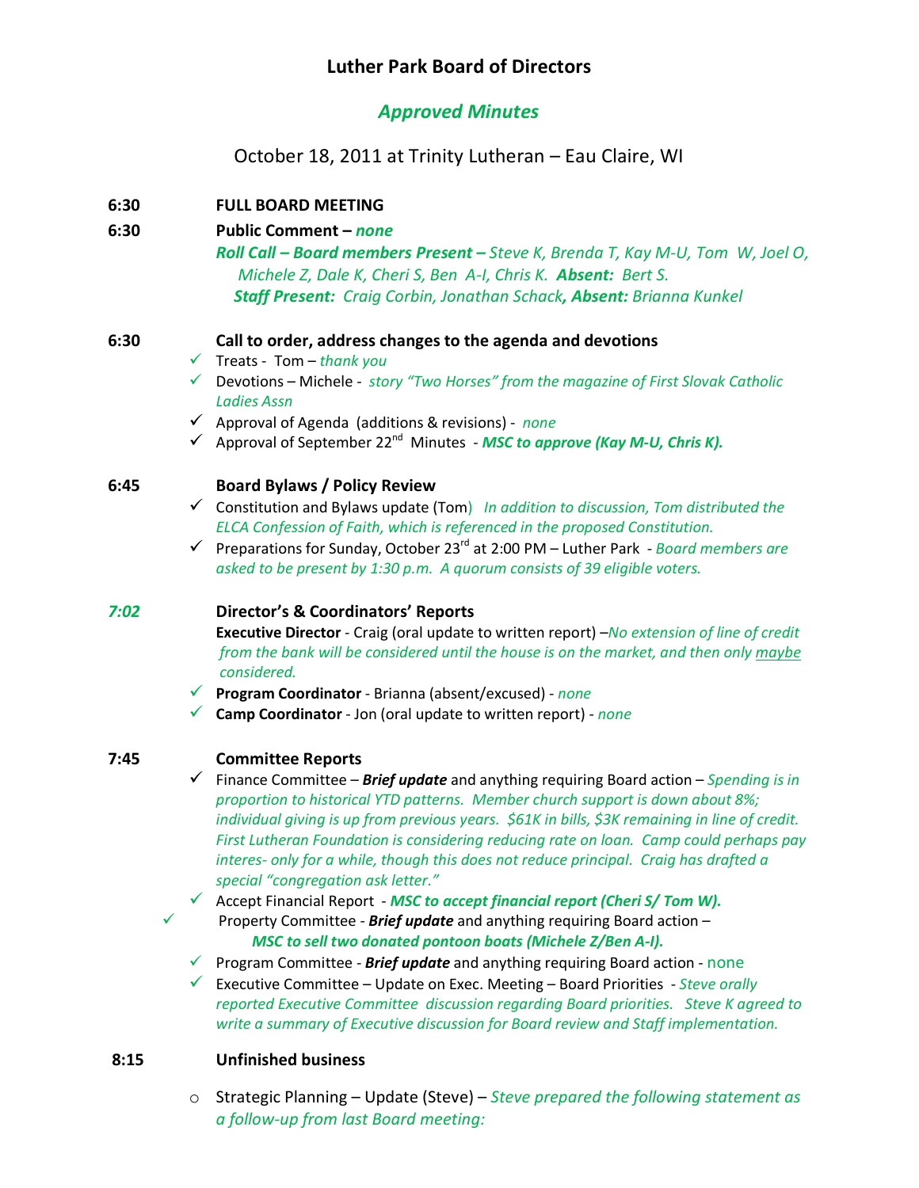# Luther Park Board of Directors

## *Approved Minutes*

October 18, 2011 at Trinity Lutheran – Eau Claire, WI

**6:30 FULL BOARD MEETING**

**6:30 Public Comment –** ***none***

***Roll Call – Board members Present –*** *Steve K, Brenda T, Kay M-U, Tom W, Joel O, Michele Z, Dale K, Cheri S, Ben A-I, Chris K.* ***Absent:*** *Bert S.*

***Staff Present:*** *Craig Corbin, Jonathan Schack****, Absent:*** *Brianna Kunkel*

**6:30 Call to order, address changes to the agenda and devotions**

- ✓ Treats - Tom – *thank you*
- ✓ Devotions – Michele - *story "Two Horses" from the magazine of First Slovak Catholic Ladies Assn*
- ✓ Approval of Agenda (additions & revisions) - *none*
- ✓ Approval of September 22nd Minutes - ***MSC to approve (Kay M-U, Chris K).***

**6:45 Board Bylaws / Policy Review**

- ✓ Constitution and Bylaws update (Tom) *In addition to discussion, Tom distributed the ELCA Confession of Faith, which is referenced in the proposed Constitution.*
- ✓ Preparations for Sunday, October 23rd at 2:00 PM – Luther Park - *Board members are asked to be present by 1:30 p.m. A quorum consists of 39 eligible voters.*

***7:02*** **Director's & Coordinators' Reports**

**Executive Director** - Craig (oral update to written report) –*No extension of line of credit from the bank will be considered until the house is on the market, and then only maybe considered.*

- ✓ **Program Coordinator** - Brianna (absent/excused) - *none*
- ✓ **Camp Coordinator** - Jon (oral update to written report) - *none*

**7:45 Committee Reports**

- ✓ Finance Committee – ***Brief update*** and anything requiring Board action – *Spending is in proportion to historical YTD patterns. Member church support is down about 8%; individual giving is up from previous years. $61K in bills, $3K remaining in line of credit. First Lutheran Foundation is considering reducing rate on loan. Camp could perhaps pay interes- only for a while, though this does not reduce principal. Craig has drafted a special "congregation ask letter."*
- ✓ Accept Financial Report - ***MSC to accept financial report (Cheri S/ Tom W).***
- ✓ Property Committee - ***Brief update*** and anything requiring Board action – ***MSC to sell two donated pontoon boats (Michele Z/Ben A-I).***
- ✓ Program Committee - ***Brief update*** and anything requiring Board action - *none*
- ✓ Executive Committee – Update on Exec. Meeting – Board Priorities - *Steve orally reported Executive Committee discussion regarding Board priorities. Steve K agreed to write a summary of Executive discussion for Board review and Staff implementation.*

**8:15 Unfinished business**

- Strategic Planning – Update (Steve) – *Steve prepared the following statement as a follow-up from last Board meeting:*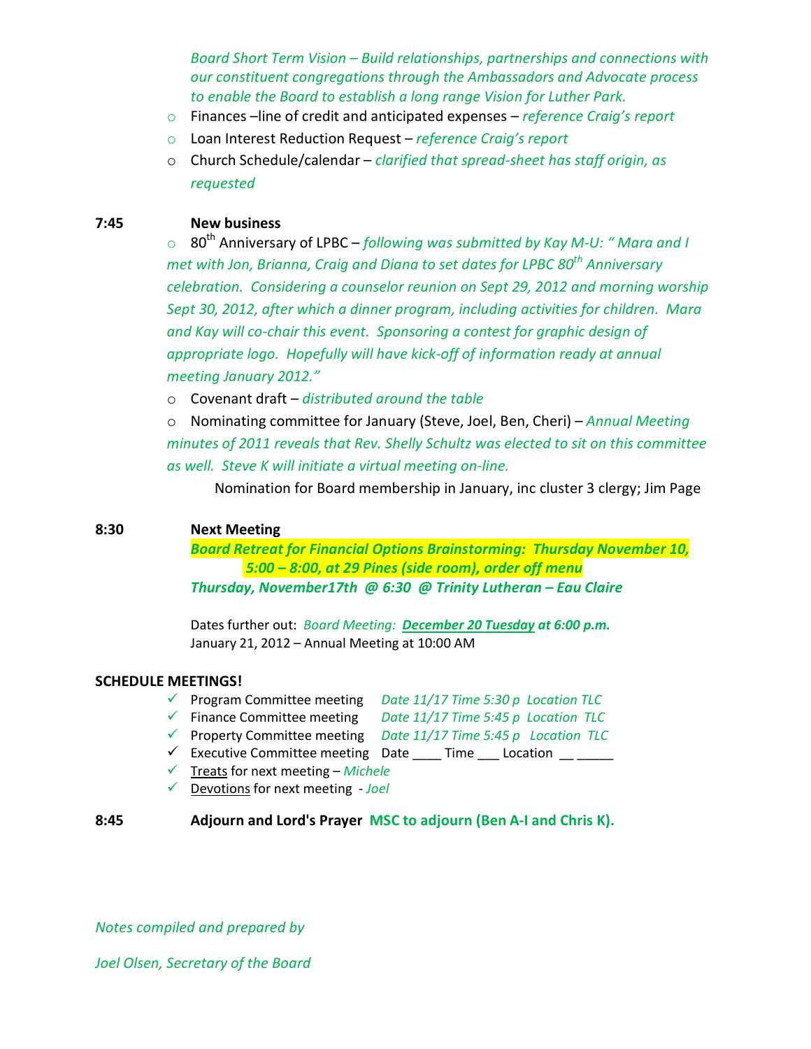*Board Short Term Vision – Build relationships, partnerships and connections with our constituent congregations through the Ambassadors and Advocate process to enable the Board to establish a long range Vision for Luther Park.*

- Finances –line of credit and anticipated expenses – *reference Craig's report*
- Loan Interest Reduction Request – *reference Craig's report*
- Church Schedule/calendar – *clarified that spread-sheet has staff origin, as requested*

**7:45 New business**

- 80th Anniversary of LPBC – *following was submitted by Kay M-U: " Mara and I met with Jon, Brianna, Craig and Diana to set dates for LPBC 80th Anniversary celebration. Considering a counselor reunion on Sept 29, 2012 and morning worship Sept 30, 2012, after which a dinner program, including activities for children. Mara and Kay will co-chair this event. Sponsoring a contest for graphic design of appropriate logo. Hopefully will have kick-off of information ready at annual meeting January 2012."*
- Covenant draft – *distributed around the table*
- Nominating committee for January (Steve, Joel, Ben, Cheri) – *Annual Meeting minutes of 2011 reveals that Rev. Shelly Schultz was elected to sit on this committee as well. Steve K will initiate a virtual meeting on-line.*

  Nomination for Board membership in January, inc cluster 3 clergy; Jim Page

**8:30 Next Meeting**

***Board Retreat for Financial Options Brainstorming: Thursday November 10, 5:00 – 8:00, at 29 Pines (side room), order off menu***

***Thursday, November17th @ 6:30 @ Trinity Lutheran – Eau Claire***

Dates further out: *Board Meeting:* ***December 20 Tuesday at 6:00 p.m.***
January 21, 2012 – Annual Meeting at 10:00 AM

**SCHEDULE MEETINGS!**

- ✓ Program Committee meeting *Date 11/17 Time 5:30 p Location TLC*
- ✓ Finance Committee meeting *Date 11/17 Time 5:45 p Location TLC*
- ✓ Property Committee meeting *Date 11/17 Time 5:45 p Location TLC*
- ✓ Executive Committee meeting Date ____ Time ___ Location __ _____
- ✓ Treats for next meeting – *Michele*
- ✓ Devotions for next meeting - *Joel*

**8:45 Adjourn and Lord's Prayer MSC to adjourn (Ben A-I and Chris K).**

*Notes compiled and prepared by*

*Joel Olsen, Secretary of the Board*